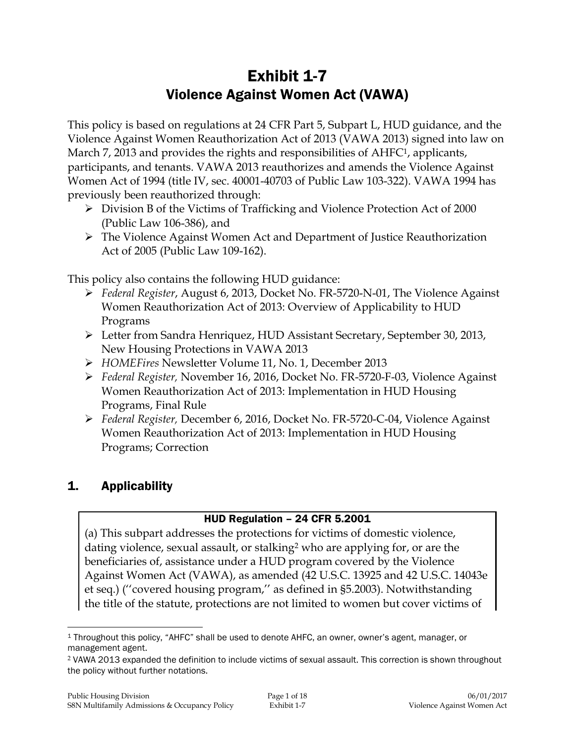# Exhibit 1-7
# Violence Against Women Act (VAWA)

This policy is based on regulations at 24 CFR Part 5, Subpart L, HUD guidance, and the Violence Against Women Reauthorization Act of 2013 (VAWA 2013) signed into law on March 7, 2013 and provides the rights and responsibilities of AHFC[1], applicants, participants, and tenants. VAWA 2013 reauthorizes and amends the Violence Against Women Act of 1994 (title IV, sec. 40001-40703 of Public Law 103-322). VAWA 1994 has previously been reauthorized through:

- Division B of the Victims of Trafficking and Violence Protection Act of 2000 (Public Law 106-386), and
- The Violence Against Women Act and Department of Justice Reauthorization Act of 2005 (Public Law 109-162).

This policy also contains the following HUD guidance:

- *Federal Register*, August 6, 2013, Docket No. FR-5720-N-01, The Violence Against Women Reauthorization Act of 2013: Overview of Applicability to HUD Programs
- Letter from Sandra Henriquez, HUD Assistant Secretary, September 30, 2013, New Housing Protections in VAWA 2013
- *HOMEFires* Newsletter Volume 11, No. 1, December 2013
- *Federal Register,* November 16, 2016, Docket No. FR-5720-F-03, Violence Against Women Reauthorization Act of 2013: Implementation in HUD Housing Programs, Final Rule
- *Federal Register,* December 6, 2016, Docket No. FR-5720-C-04, Violence Against Women Reauthorization Act of 2013: Implementation in HUD Housing Programs; Correction

## 1. Applicability

**HUD Regulation – 24 CFR 5.2001**

(a) This subpart addresses the protections for victims of domestic violence, dating violence, sexual assault, or stalking[2] who are applying for, or are the beneficiaries of, assistance under a HUD program covered by the Violence Against Women Act (VAWA), as amended (42 U.S.C. 13925 and 42 U.S.C. 14043e et seq.) (''covered housing program,'' as defined in §5.2003). Notwithstanding the title of the statute, protections are not limited to women but cover victims of

---

[1] Throughout this policy, "AHFC" shall be used to denote AHFC, an owner, owner's agent, manager, or management agent.

[2] VAWA 2013 expanded the definition to include victims of sexual assault. This correction is shown throughout the policy without further notations.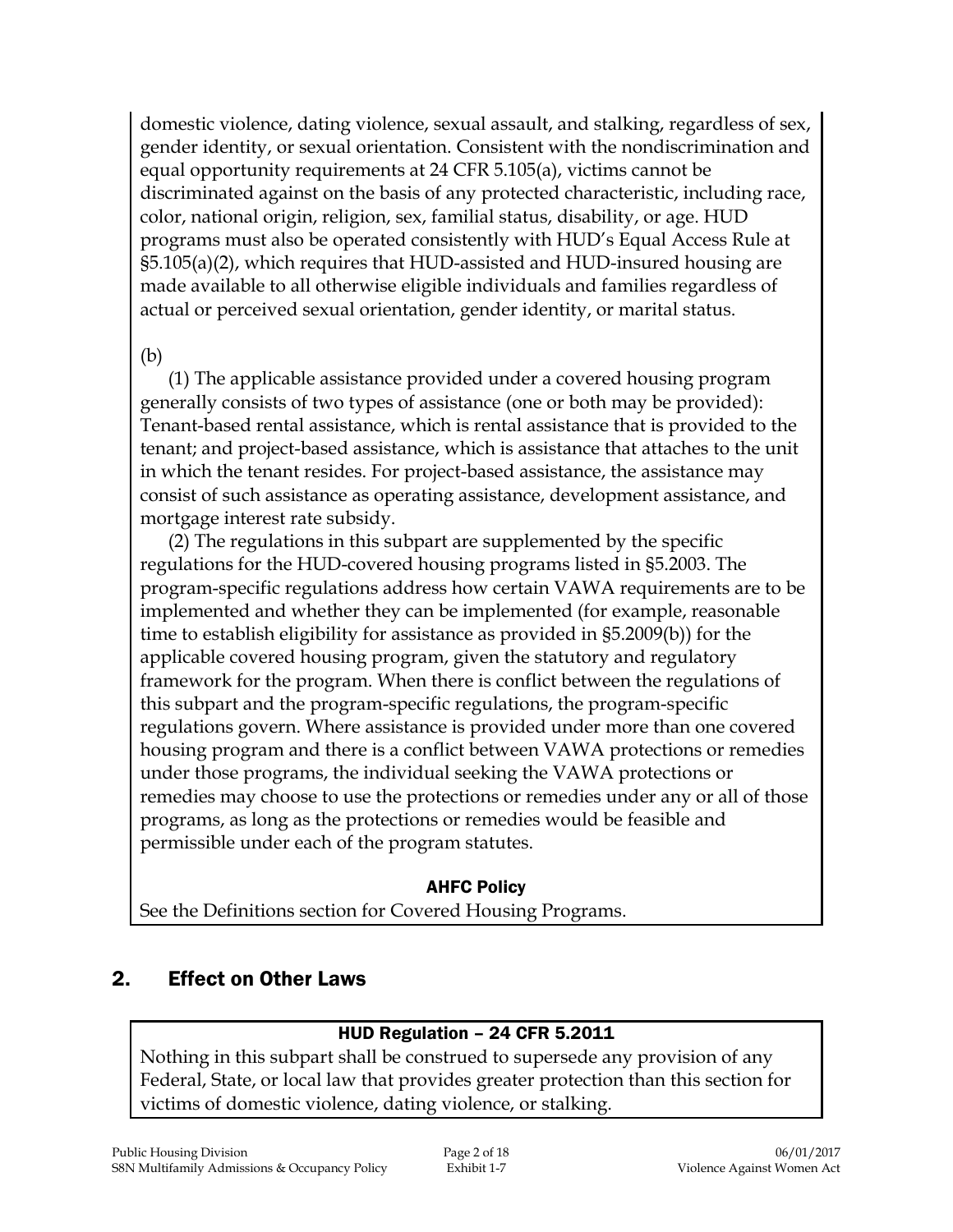domestic violence, dating violence, sexual assault, and stalking, regardless of sex, gender identity, or sexual orientation. Consistent with the nondiscrimination and equal opportunity requirements at 24 CFR 5.105(a), victims cannot be discriminated against on the basis of any protected characteristic, including race, color, national origin, religion, sex, familial status, disability, or age. HUD programs must also be operated consistently with HUD's Equal Access Rule at §5.105(a)(2), which requires that HUD-assisted and HUD-insured housing are made available to all otherwise eligible individuals and families regardless of actual or perceived sexual orientation, gender identity, or marital status.

(b)

(1) The applicable assistance provided under a covered housing program generally consists of two types of assistance (one or both may be provided): Tenant-based rental assistance, which is rental assistance that is provided to the tenant; and project-based assistance, which is assistance that attaches to the unit in which the tenant resides. For project-based assistance, the assistance may consist of such assistance as operating assistance, development assistance, and mortgage interest rate subsidy.

(2) The regulations in this subpart are supplemented by the specific regulations for the HUD-covered housing programs listed in §5.2003. The program-specific regulations address how certain VAWA requirements are to be implemented and whether they can be implemented (for example, reasonable time to establish eligibility for assistance as provided in §5.2009(b)) for the applicable covered housing program, given the statutory and regulatory framework for the program. When there is conflict between the regulations of this subpart and the program-specific regulations, the program-specific regulations govern. Where assistance is provided under more than one covered housing program and there is a conflict between VAWA protections or remedies under those programs, the individual seeking the VAWA protections or remedies may choose to use the protections or remedies under any or all of those programs, as long as the protections or remedies would be feasible and permissible under each of the program statutes.

**AHFC Policy**

See the Definitions section for Covered Housing Programs.

## 2. Effect on Other Laws

**HUD Regulation – 24 CFR 5.2011**

Nothing in this subpart shall be construed to supersede any provision of any Federal, State, or local law that provides greater protection than this section for victims of domestic violence, dating violence, or stalking.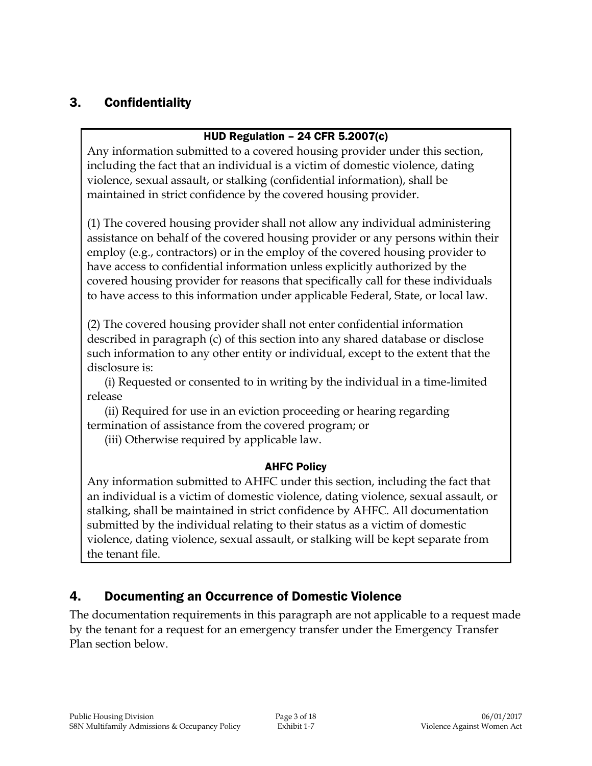## 3. Confidentiality

**HUD Regulation – 24 CFR 5.2007(c)**

Any information submitted to a covered housing provider under this section, including the fact that an individual is a victim of domestic violence, dating violence, sexual assault, or stalking (confidential information), shall be maintained in strict confidence by the covered housing provider.

(1) The covered housing provider shall not allow any individual administering assistance on behalf of the covered housing provider or any persons within their employ (e.g., contractors) or in the employ of the covered housing provider to have access to confidential information unless explicitly authorized by the covered housing provider for reasons that specifically call for these individuals to have access to this information under applicable Federal, State, or local law.

(2) The covered housing provider shall not enter confidential information described in paragraph (c) of this section into any shared database or disclose such information to any other entity or individual, except to the extent that the disclosure is:

(i) Requested or consented to in writing by the individual in a time-limited release

(ii) Required for use in an eviction proceeding or hearing regarding termination of assistance from the covered program; or

(iii) Otherwise required by applicable law.

**AHFC Policy**

Any information submitted to AHFC under this section, including the fact that an individual is a victim of domestic violence, dating violence, sexual assault, or stalking, shall be maintained in strict confidence by AHFC. All documentation submitted by the individual relating to their status as a victim of domestic violence, dating violence, sexual assault, or stalking will be kept separate from the tenant file.

## 4. Documenting an Occurrence of Domestic Violence

The documentation requirements in this paragraph are not applicable to a request made by the tenant for a request for an emergency transfer under the Emergency Transfer Plan section below.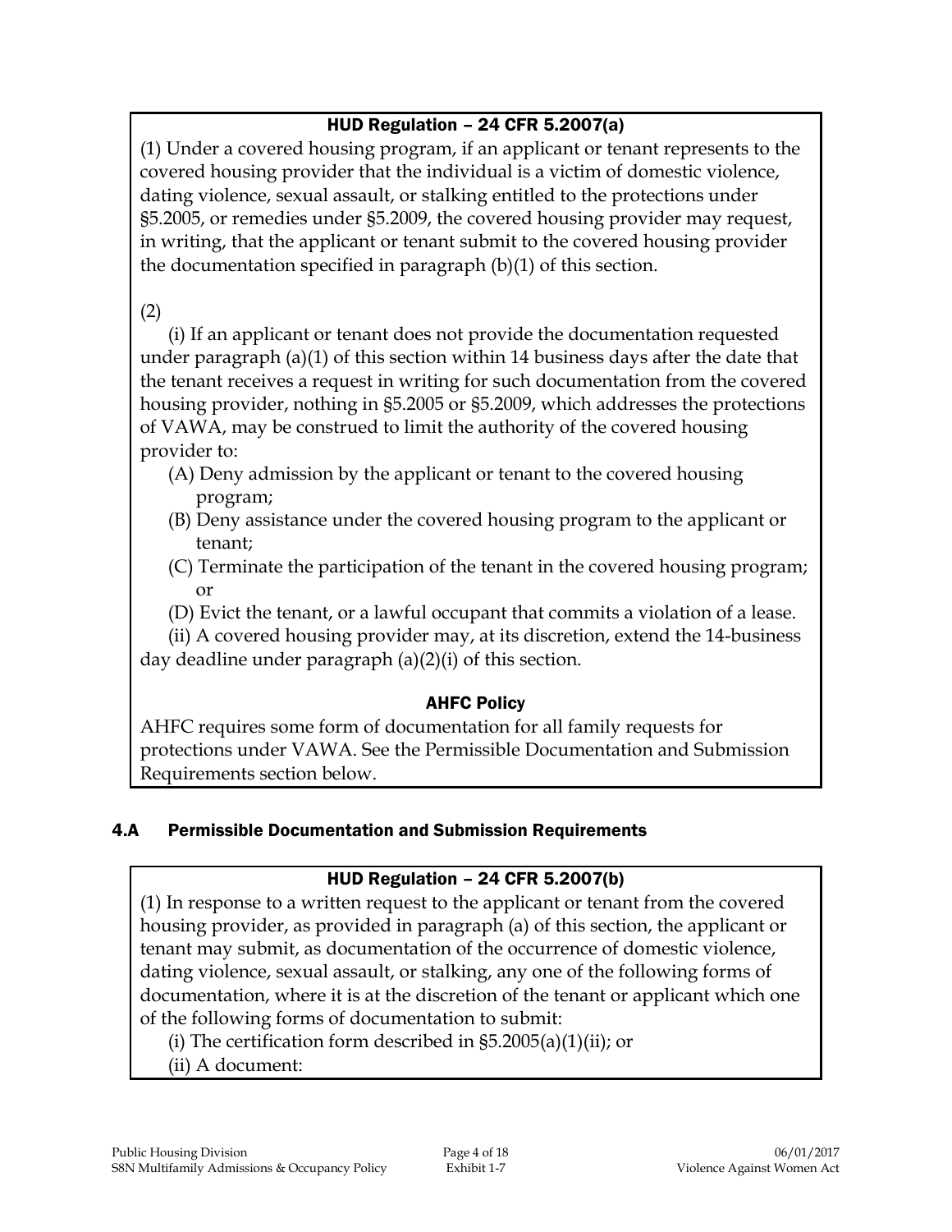**HUD Regulation – 24 CFR 5.2007(a)**

(1) Under a covered housing program, if an applicant or tenant represents to the covered housing provider that the individual is a victim of domestic violence, dating violence, sexual assault, or stalking entitled to the protections under §5.2005, or remedies under §5.2009, the covered housing provider may request, in writing, that the applicant or tenant submit to the covered housing provider the documentation specified in paragraph (b)(1) of this section.

(2)

(i) If an applicant or tenant does not provide the documentation requested under paragraph (a)(1) of this section within 14 business days after the date that the tenant receives a request in writing for such documentation from the covered housing provider, nothing in §5.2005 or §5.2009, which addresses the protections of VAWA, may be construed to limit the authority of the covered housing provider to:

(A) Deny admission by the applicant or tenant to the covered housing program;

(B) Deny assistance under the covered housing program to the applicant or tenant;

(C) Terminate the participation of the tenant in the covered housing program; or

(D) Evict the tenant, or a lawful occupant that commits a violation of a lease.

(ii) A covered housing provider may, at its discretion, extend the 14-business day deadline under paragraph (a)(2)(i) of this section.

**AHFC Policy**

AHFC requires some form of documentation for all family requests for protections under VAWA. See the Permissible Documentation and Submission Requirements section below.

### 4.A Permissible Documentation and Submission Requirements

**HUD Regulation – 24 CFR 5.2007(b)**

(1) In response to a written request to the applicant or tenant from the covered housing provider, as provided in paragraph (a) of this section, the applicant or tenant may submit, as documentation of the occurrence of domestic violence, dating violence, sexual assault, or stalking, any one of the following forms of documentation, where it is at the discretion of the tenant or applicant which one of the following forms of documentation to submit:

(i) The certification form described in §5.2005(a)(1)(ii); or

(ii) A document: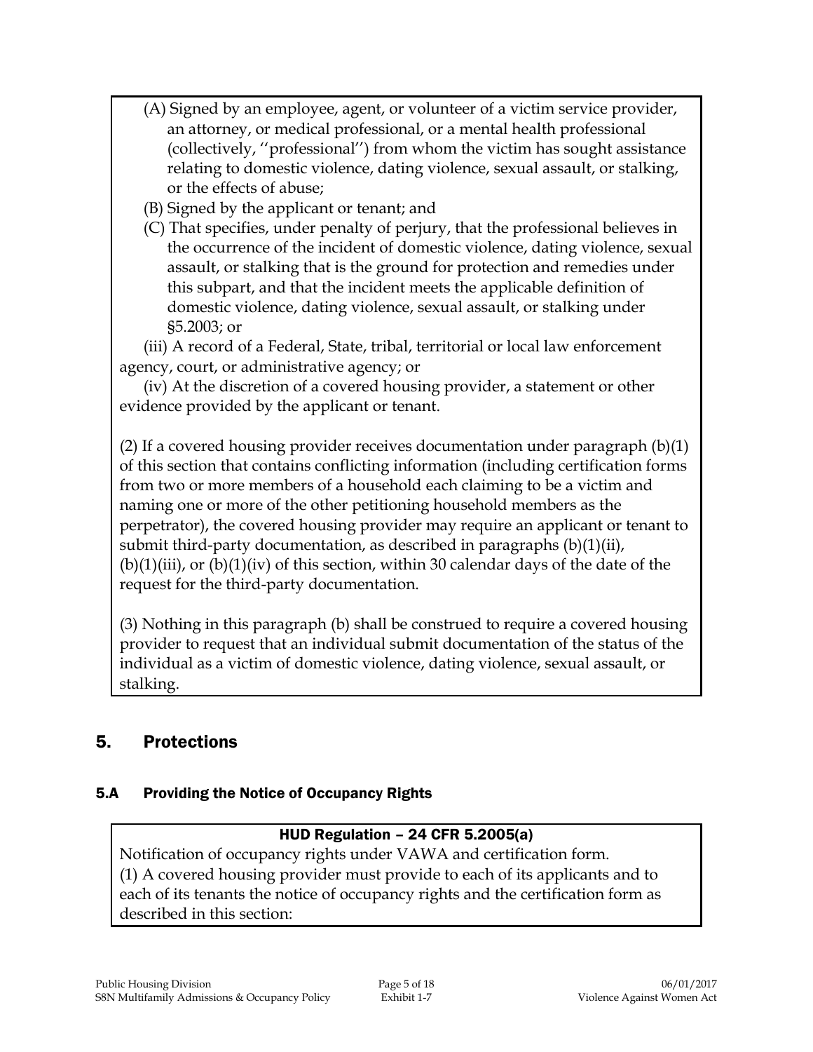(A) Signed by an employee, agent, or volunteer of a victim service provider, an attorney, or medical professional, or a mental health professional (collectively, ''professional'') from whom the victim has sought assistance relating to domestic violence, dating violence, sexual assault, or stalking, or the effects of abuse;

(B) Signed by the applicant or tenant; and

(C) That specifies, under penalty of perjury, that the professional believes in the occurrence of the incident of domestic violence, dating violence, sexual assault, or stalking that is the ground for protection and remedies under this subpart, and that the incident meets the applicable definition of domestic violence, dating violence, sexual assault, or stalking under §5.2003; or

(iii) A record of a Federal, State, tribal, territorial or local law enforcement agency, court, or administrative agency; or

(iv) At the discretion of a covered housing provider, a statement or other evidence provided by the applicant or tenant.

(2) If a covered housing provider receives documentation under paragraph (b)(1) of this section that contains conflicting information (including certification forms from two or more members of a household each claiming to be a victim and naming one or more of the other petitioning household members as the perpetrator), the covered housing provider may require an applicant or tenant to submit third-party documentation, as described in paragraphs (b)(1)(ii), (b)(1)(iii), or (b)(1)(iv) of this section, within 30 calendar days of the date of the request for the third-party documentation.

(3) Nothing in this paragraph (b) shall be construed to require a covered housing provider to request that an individual submit documentation of the status of the individual as a victim of domestic violence, dating violence, sexual assault, or stalking.

## 5. Protections

### 5.A Providing the Notice of Occupancy Rights

**HUD Regulation – 24 CFR 5.2005(a)**

Notification of occupancy rights under VAWA and certification form.

(1) A covered housing provider must provide to each of its applicants and to each of its tenants the notice of occupancy rights and the certification form as described in this section: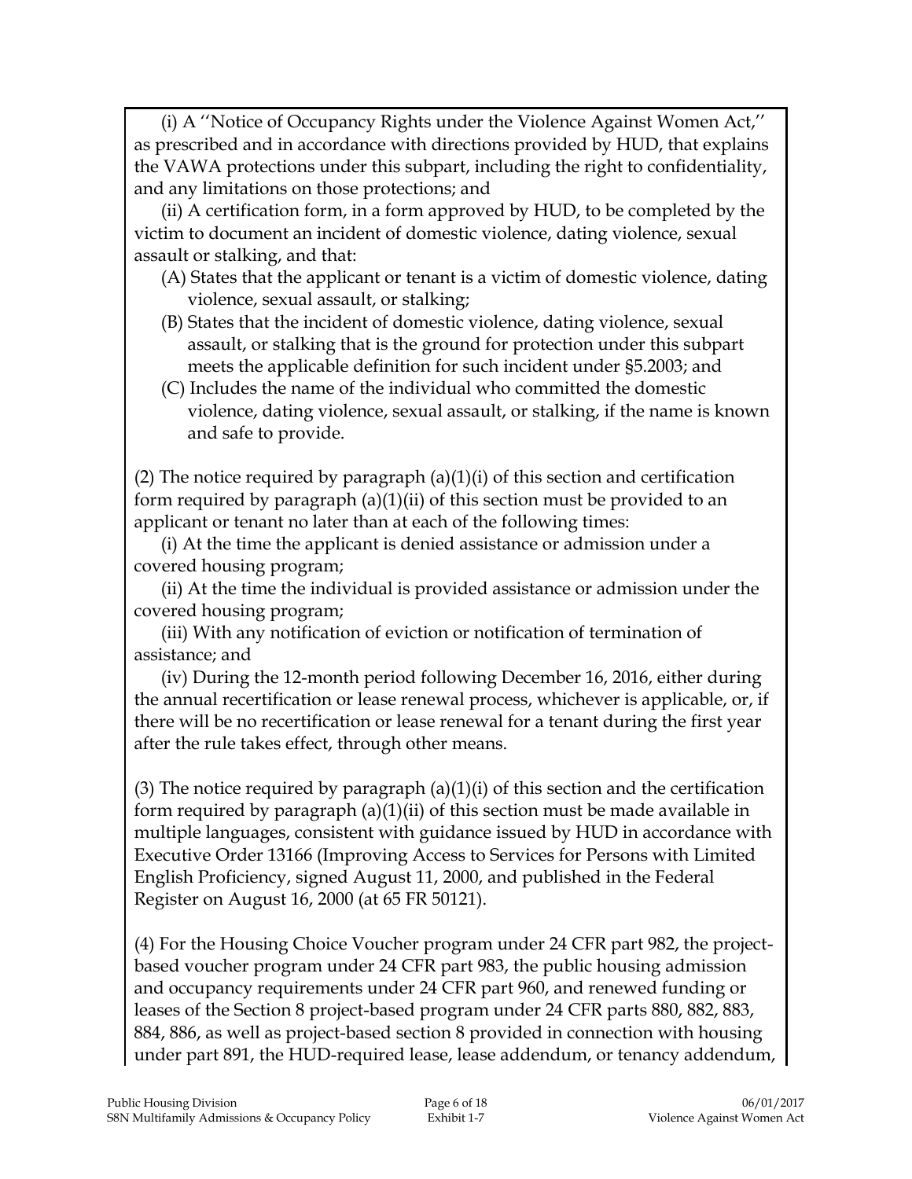(i) A ''Notice of Occupancy Rights under the Violence Against Women Act,'' as prescribed and in accordance with directions provided by HUD, that explains the VAWA protections under this subpart, including the right to confidentiality, and any limitations on those protections; and

(ii) A certification form, in a form approved by HUD, to be completed by the victim to document an incident of domestic violence, dating violence, sexual assault or stalking, and that:

- (A) States that the applicant or tenant is a victim of domestic violence, dating violence, sexual assault, or stalking;
- (B) States that the incident of domestic violence, dating violence, sexual assault, or stalking that is the ground for protection under this subpart meets the applicable definition for such incident under §5.2003; and
- (C) Includes the name of the individual who committed the domestic violence, dating violence, sexual assault, or stalking, if the name is known and safe to provide.

(2) The notice required by paragraph (a)(1)(i) of this section and certification form required by paragraph (a)(1)(ii) of this section must be provided to an applicant or tenant no later than at each of the following times:

(i) At the time the applicant is denied assistance or admission under a covered housing program;

(ii) At the time the individual is provided assistance or admission under the covered housing program;

(iii) With any notification of eviction or notification of termination of assistance; and

(iv) During the 12-month period following December 16, 2016, either during the annual recertification or lease renewal process, whichever is applicable, or, if there will be no recertification or lease renewal for a tenant during the first year after the rule takes effect, through other means.

(3) The notice required by paragraph (a)(1)(i) of this section and the certification form required by paragraph (a)(1)(ii) of this section must be made available in multiple languages, consistent with guidance issued by HUD in accordance with Executive Order 13166 (Improving Access to Services for Persons with Limited English Proficiency, signed August 11, 2000, and published in the Federal Register on August 16, 2000 (at 65 FR 50121).

(4) For the Housing Choice Voucher program under 24 CFR part 982, the project-based voucher program under 24 CFR part 983, the public housing admission and occupancy requirements under 24 CFR part 960, and renewed funding or leases of the Section 8 project-based program under 24 CFR parts 880, 882, 883, 884, 886, as well as project-based section 8 provided in connection with housing under part 891, the HUD-required lease, lease addendum, or tenancy addendum,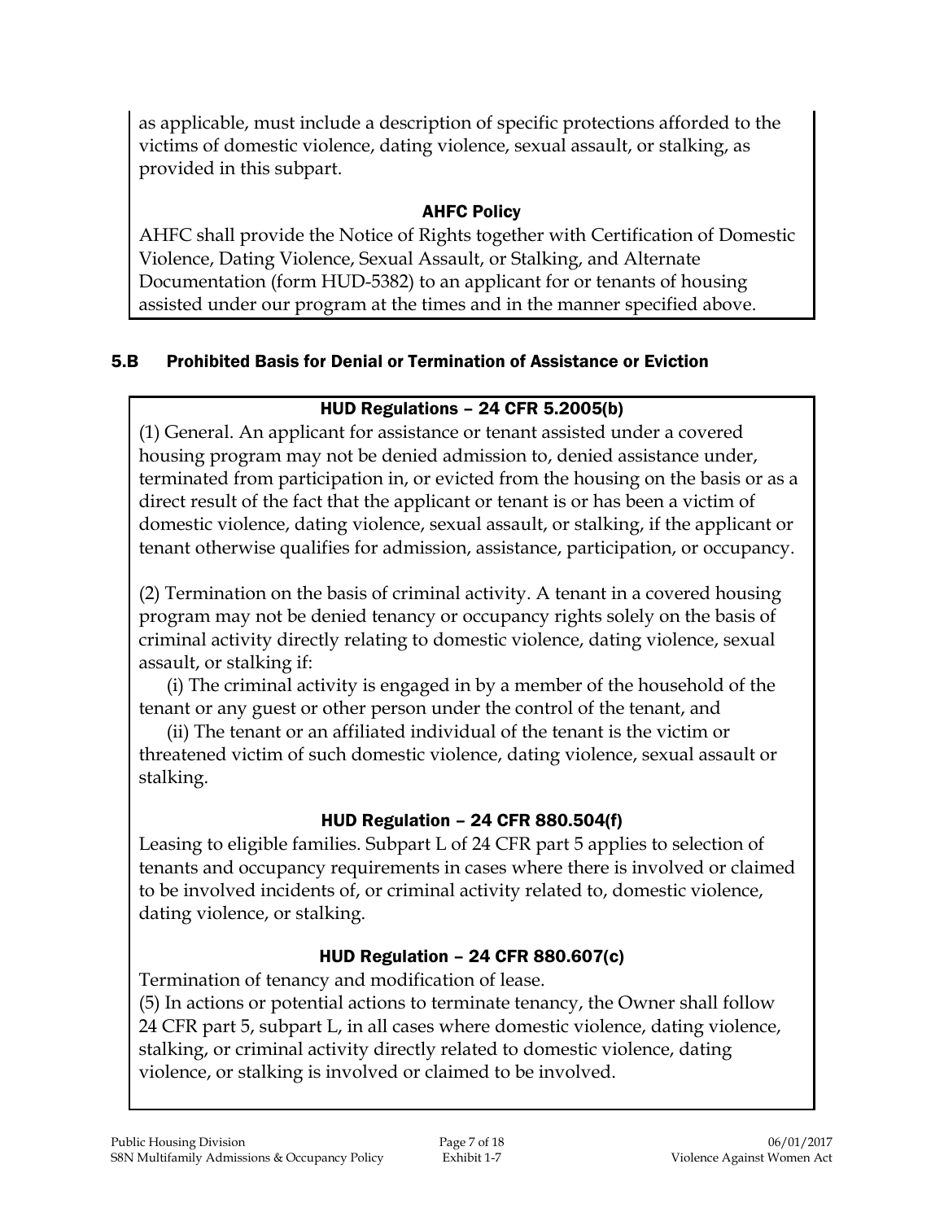as applicable, must include a description of specific protections afforded to the victims of domestic violence, dating violence, sexual assault, or stalking, as provided in this subpart.

**AHFC Policy**

AHFC shall provide the Notice of Rights together with Certification of Domestic Violence, Dating Violence, Sexual Assault, or Stalking, and Alternate Documentation (form HUD-5382) to an applicant for or tenants of housing assisted under our program at the times and in the manner specified above.

## 5.B Prohibited Basis for Denial or Termination of Assistance or Eviction

**HUD Regulations – 24 CFR 5.2005(b)**

(1) General. An applicant for assistance or tenant assisted under a covered housing program may not be denied admission to, denied assistance under, terminated from participation in, or evicted from the housing on the basis or as a direct result of the fact that the applicant or tenant is or has been a victim of domestic violence, dating violence, sexual assault, or stalking, if the applicant or tenant otherwise qualifies for admission, assistance, participation, or occupancy.

(2) Termination on the basis of criminal activity. A tenant in a covered housing program may not be denied tenancy or occupancy rights solely on the basis of criminal activity directly relating to domestic violence, dating violence, sexual assault, or stalking if:

(i) The criminal activity is engaged in by a member of the household of the tenant or any guest or other person under the control of the tenant, and

(ii) The tenant or an affiliated individual of the tenant is the victim or threatened victim of such domestic violence, dating violence, sexual assault or stalking.

**HUD Regulation – 24 CFR 880.504(f)**

Leasing to eligible families. Subpart L of 24 CFR part 5 applies to selection of tenants and occupancy requirements in cases where there is involved or claimed to be involved incidents of, or criminal activity related to, domestic violence, dating violence, or stalking.

**HUD Regulation – 24 CFR 880.607(c)**

Termination of tenancy and modification of lease.

(5) In actions or potential actions to terminate tenancy, the Owner shall follow 24 CFR part 5, subpart L, in all cases where domestic violence, dating violence, stalking, or criminal activity directly related to domestic violence, dating violence, or stalking is involved or claimed to be involved.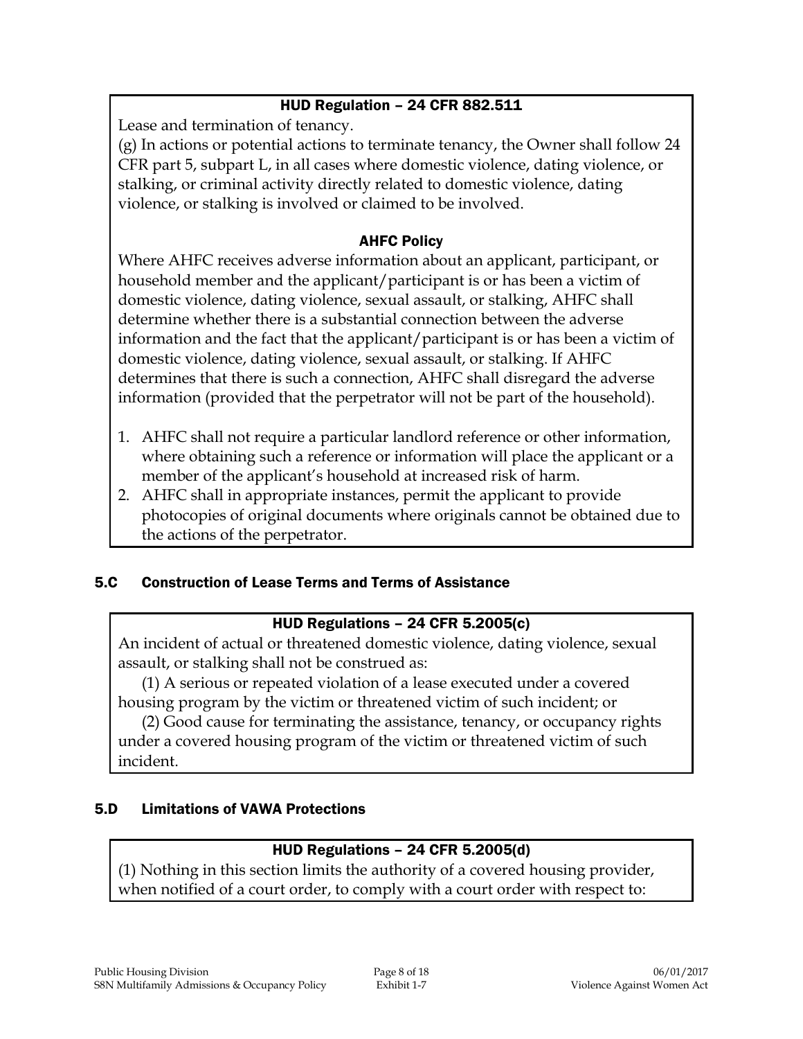**HUD Regulation – 24 CFR 882.511**

Lease and termination of tenancy.

(g) In actions or potential actions to terminate tenancy, the Owner shall follow 24 CFR part 5, subpart L, in all cases where domestic violence, dating violence, or stalking, or criminal activity directly related to domestic violence, dating violence, or stalking is involved or claimed to be involved.

**AHFC Policy**

Where AHFC receives adverse information about an applicant, participant, or household member and the applicant/participant is or has been a victim of domestic violence, dating violence, sexual assault, or stalking, AHFC shall determine whether there is a substantial connection between the adverse information and the fact that the applicant/participant is or has been a victim of domestic violence, dating violence, sexual assault, or stalking. If AHFC determines that there is such a connection, AHFC shall disregard the adverse information (provided that the perpetrator will not be part of the household).

1. AHFC shall not require a particular landlord reference or other information, where obtaining such a reference or information will place the applicant or a member of the applicant's household at increased risk of harm.
2. AHFC shall in appropriate instances, permit the applicant to provide photocopies of original documents where originals cannot be obtained due to the actions of the perpetrator.

## 5.C Construction of Lease Terms and Terms of Assistance

**HUD Regulations – 24 CFR 5.2005(c)**

An incident of actual or threatened domestic violence, dating violence, sexual assault, or stalking shall not be construed as:

(1) A serious or repeated violation of a lease executed under a covered housing program by the victim or threatened victim of such incident; or

(2) Good cause for terminating the assistance, tenancy, or occupancy rights under a covered housing program of the victim or threatened victim of such incident.

## 5.D Limitations of VAWA Protections

**HUD Regulations – 24 CFR 5.2005(d)**

(1) Nothing in this section limits the authority of a covered housing provider, when notified of a court order, to comply with a court order with respect to: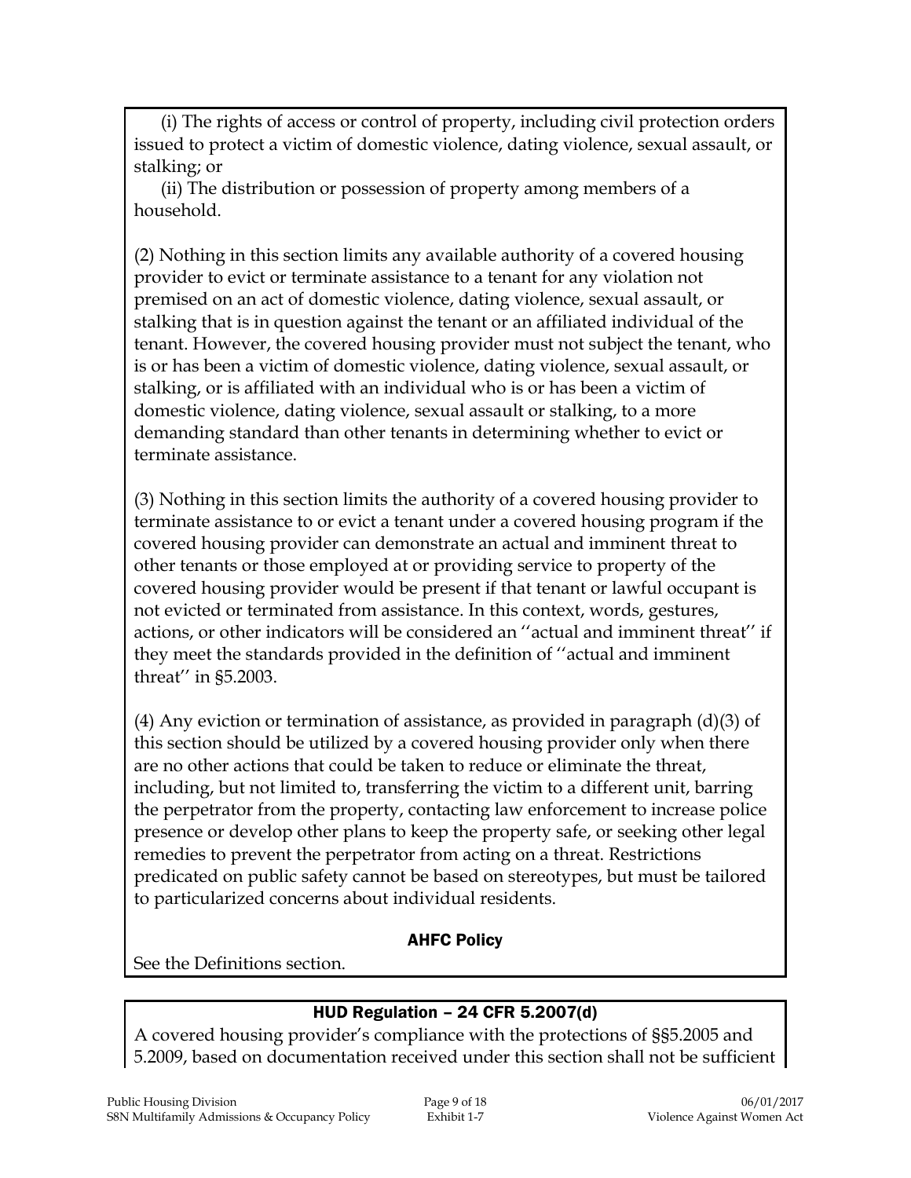(i) The rights of access or control of property, including civil protection orders issued to protect a victim of domestic violence, dating violence, sexual assault, or stalking; or

(ii) The distribution or possession of property among members of a household.

(2) Nothing in this section limits any available authority of a covered housing provider to evict or terminate assistance to a tenant for any violation not premised on an act of domestic violence, dating violence, sexual assault, or stalking that is in question against the tenant or an affiliated individual of the tenant. However, the covered housing provider must not subject the tenant, who is or has been a victim of domestic violence, dating violence, sexual assault, or stalking, or is affiliated with an individual who is or has been a victim of domestic violence, dating violence, sexual assault or stalking, to a more demanding standard than other tenants in determining whether to evict or terminate assistance.

(3) Nothing in this section limits the authority of a covered housing provider to terminate assistance to or evict a tenant under a covered housing program if the covered housing provider can demonstrate an actual and imminent threat to other tenants or those employed at or providing service to property of the covered housing provider would be present if that tenant or lawful occupant is not evicted or terminated from assistance. In this context, words, gestures, actions, or other indicators will be considered an ''actual and imminent threat'' if they meet the standards provided in the definition of ''actual and imminent threat'' in §5.2003.

(4) Any eviction or termination of assistance, as provided in paragraph (d)(3) of this section should be utilized by a covered housing provider only when there are no other actions that could be taken to reduce or eliminate the threat, including, but not limited to, transferring the victim to a different unit, barring the perpetrator from the property, contacting law enforcement to increase police presence or develop other plans to keep the property safe, or seeking other legal remedies to prevent the perpetrator from acting on a threat. Restrictions predicated on public safety cannot be based on stereotypes, but must be tailored to particularized concerns about individual residents.

**AHFC Policy**

See the Definitions section.

**HUD Regulation – 24 CFR 5.2007(d)**

A covered housing provider's compliance with the protections of §§5.2005 and 5.2009, based on documentation received under this section shall not be sufficient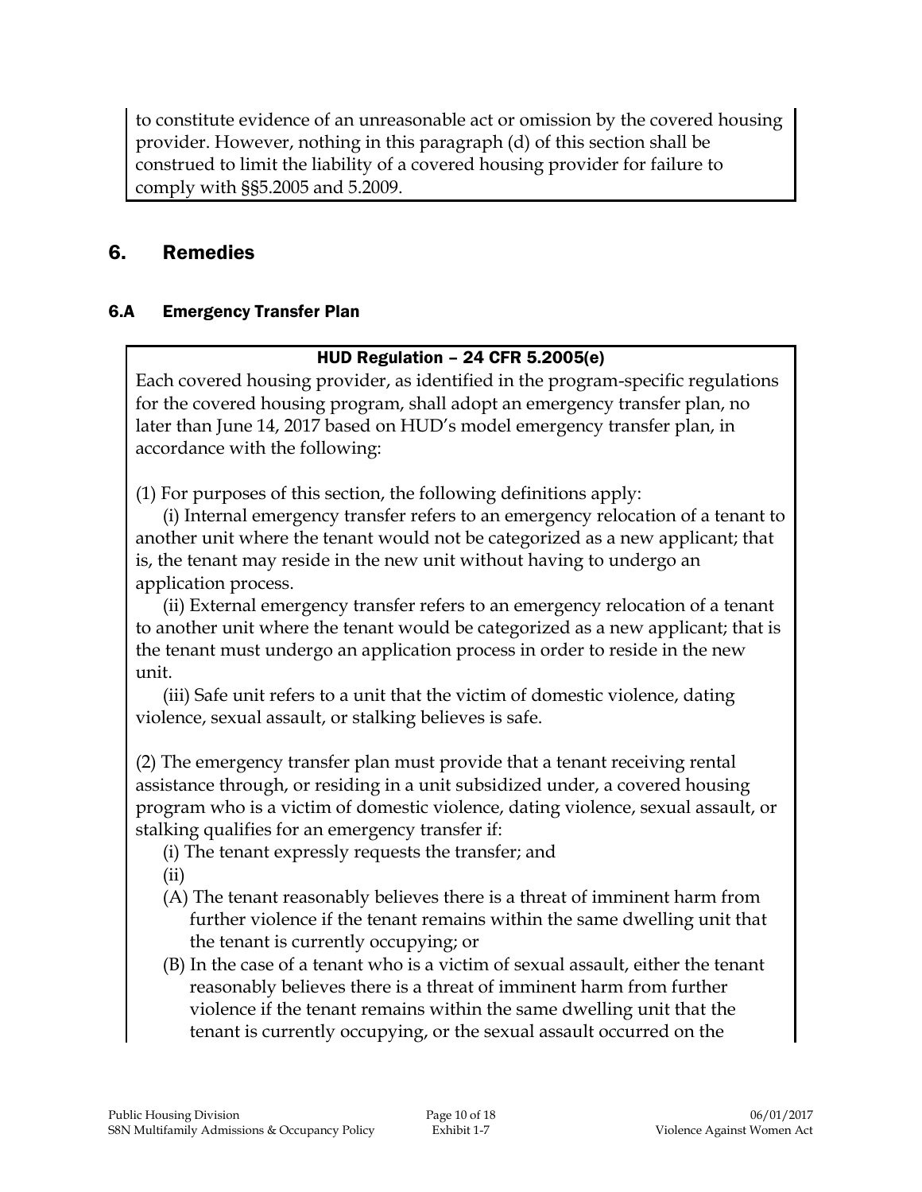to constitute evidence of an unreasonable act or omission by the covered housing provider. However, nothing in this paragraph (d) of this section shall be construed to limit the liability of a covered housing provider for failure to comply with §§5.2005 and 5.2009.

## 6. Remedies

### 6.A Emergency Transfer Plan

**HUD Regulation – 24 CFR 5.2005(e)**

Each covered housing provider, as identified in the program-specific regulations for the covered housing program, shall adopt an emergency transfer plan, no later than June 14, 2017 based on HUD's model emergency transfer plan, in accordance with the following:

(1) For purposes of this section, the following definitions apply:

(i) Internal emergency transfer refers to an emergency relocation of a tenant to another unit where the tenant would not be categorized as a new applicant; that is, the tenant may reside in the new unit without having to undergo an application process.

(ii) External emergency transfer refers to an emergency relocation of a tenant to another unit where the tenant would be categorized as a new applicant; that is the tenant must undergo an application process in order to reside in the new unit.

(iii) Safe unit refers to a unit that the victim of domestic violence, dating violence, sexual assault, or stalking believes is safe.

(2) The emergency transfer plan must provide that a tenant receiving rental assistance through, or residing in a unit subsidized under, a covered housing program who is a victim of domestic violence, dating violence, sexual assault, or stalking qualifies for an emergency transfer if:

(i) The tenant expressly requests the transfer; and

(ii)

(A) The tenant reasonably believes there is a threat of imminent harm from further violence if the tenant remains within the same dwelling unit that the tenant is currently occupying; or

(B) In the case of a tenant who is a victim of sexual assault, either the tenant reasonably believes there is a threat of imminent harm from further violence if the tenant remains within the same dwelling unit that the tenant is currently occupying, or the sexual assault occurred on the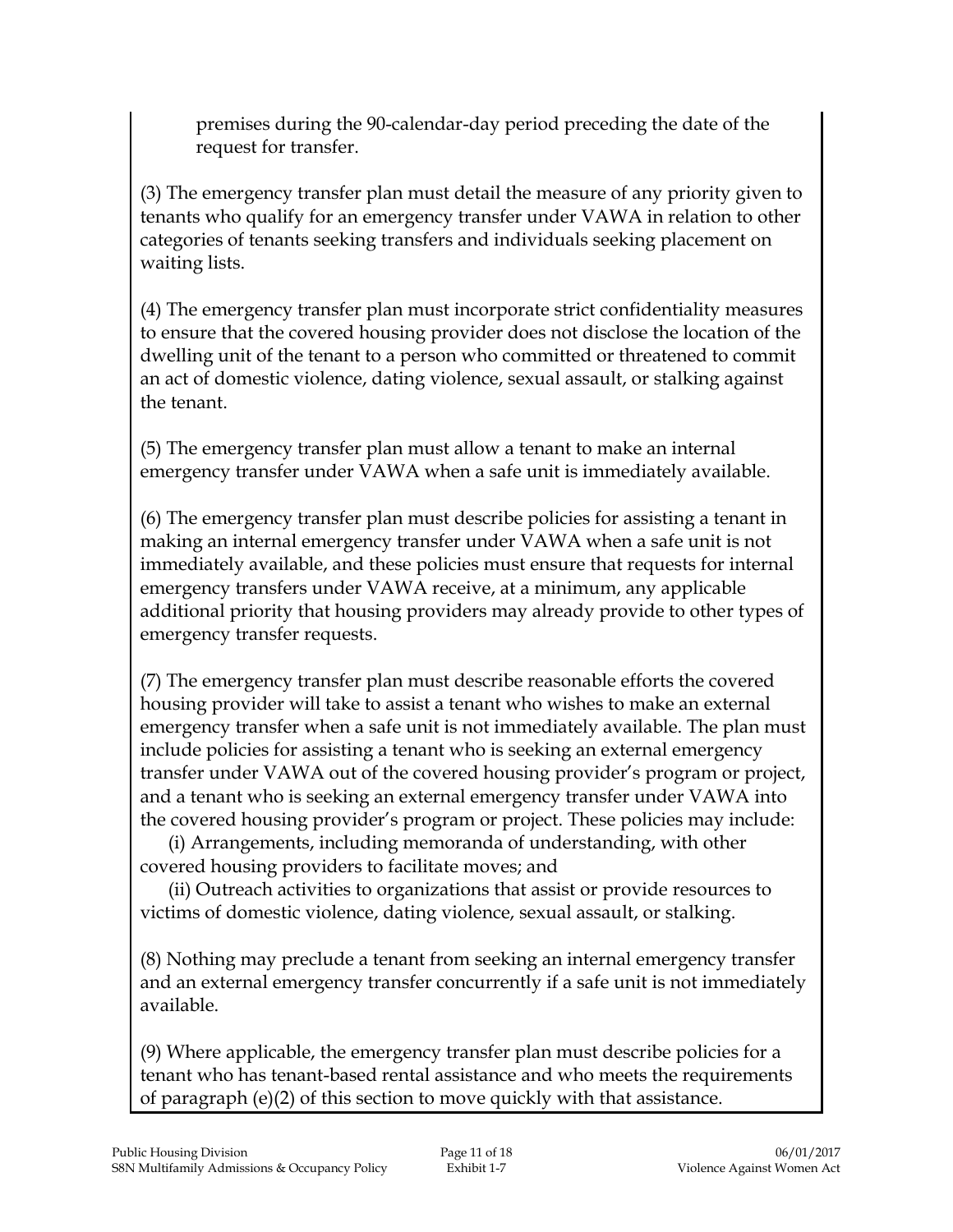premises during the 90-calendar-day period preceding the date of the request for transfer.

(3) The emergency transfer plan must detail the measure of any priority given to tenants who qualify for an emergency transfer under VAWA in relation to other categories of tenants seeking transfers and individuals seeking placement on waiting lists.

(4) The emergency transfer plan must incorporate strict confidentiality measures to ensure that the covered housing provider does not disclose the location of the dwelling unit of the tenant to a person who committed or threatened to commit an act of domestic violence, dating violence, sexual assault, or stalking against the tenant.

(5) The emergency transfer plan must allow a tenant to make an internal emergency transfer under VAWA when a safe unit is immediately available.

(6) The emergency transfer plan must describe policies for assisting a tenant in making an internal emergency transfer under VAWA when a safe unit is not immediately available, and these policies must ensure that requests for internal emergency transfers under VAWA receive, at a minimum, any applicable additional priority that housing providers may already provide to other types of emergency transfer requests.

(7) The emergency transfer plan must describe reasonable efforts the covered housing provider will take to assist a tenant who wishes to make an external emergency transfer when a safe unit is not immediately available. The plan must include policies for assisting a tenant who is seeking an external emergency transfer under VAWA out of the covered housing provider's program or project, and a tenant who is seeking an external emergency transfer under VAWA into the covered housing provider's program or project. These policies may include:

(i) Arrangements, including memoranda of understanding, with other covered housing providers to facilitate moves; and

(ii) Outreach activities to organizations that assist or provide resources to victims of domestic violence, dating violence, sexual assault, or stalking.

(8) Nothing may preclude a tenant from seeking an internal emergency transfer and an external emergency transfer concurrently if a safe unit is not immediately available.

(9) Where applicable, the emergency transfer plan must describe policies for a tenant who has tenant-based rental assistance and who meets the requirements of paragraph (e)(2) of this section to move quickly with that assistance.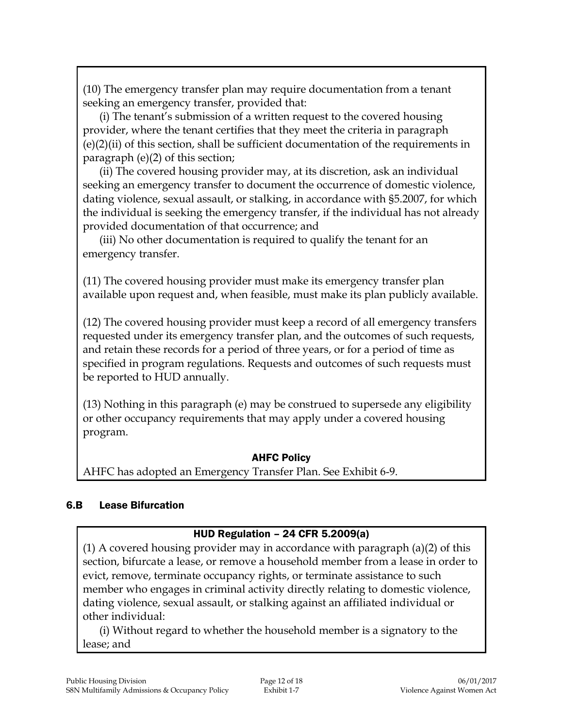(10) The emergency transfer plan may require documentation from a tenant seeking an emergency transfer, provided that:

(i) The tenant's submission of a written request to the covered housing provider, where the tenant certifies that they meet the criteria in paragraph (e)(2)(ii) of this section, shall be sufficient documentation of the requirements in paragraph (e)(2) of this section;

(ii) The covered housing provider may, at its discretion, ask an individual seeking an emergency transfer to document the occurrence of domestic violence, dating violence, sexual assault, or stalking, in accordance with §5.2007, for which the individual is seeking the emergency transfer, if the individual has not already provided documentation of that occurrence; and

(iii) No other documentation is required to qualify the tenant for an emergency transfer.

(11) The covered housing provider must make its emergency transfer plan available upon request and, when feasible, must make its plan publicly available.

(12) The covered housing provider must keep a record of all emergency transfers requested under its emergency transfer plan, and the outcomes of such requests, and retain these records for a period of three years, or for a period of time as specified in program regulations. Requests and outcomes of such requests must be reported to HUD annually.

(13) Nothing in this paragraph (e) may be construed to supersede any eligibility or other occupancy requirements that may apply under a covered housing program.

**AHFC Policy**

AHFC has adopted an Emergency Transfer Plan. See Exhibit 6-9.

## 6.B Lease Bifurcation

**HUD Regulation – 24 CFR 5.2009(a)**

(1) A covered housing provider may in accordance with paragraph (a)(2) of this section, bifurcate a lease, or remove a household member from a lease in order to evict, remove, terminate occupancy rights, or terminate assistance to such member who engages in criminal activity directly relating to domestic violence, dating violence, sexual assault, or stalking against an affiliated individual or other individual:

(i) Without regard to whether the household member is a signatory to the lease; and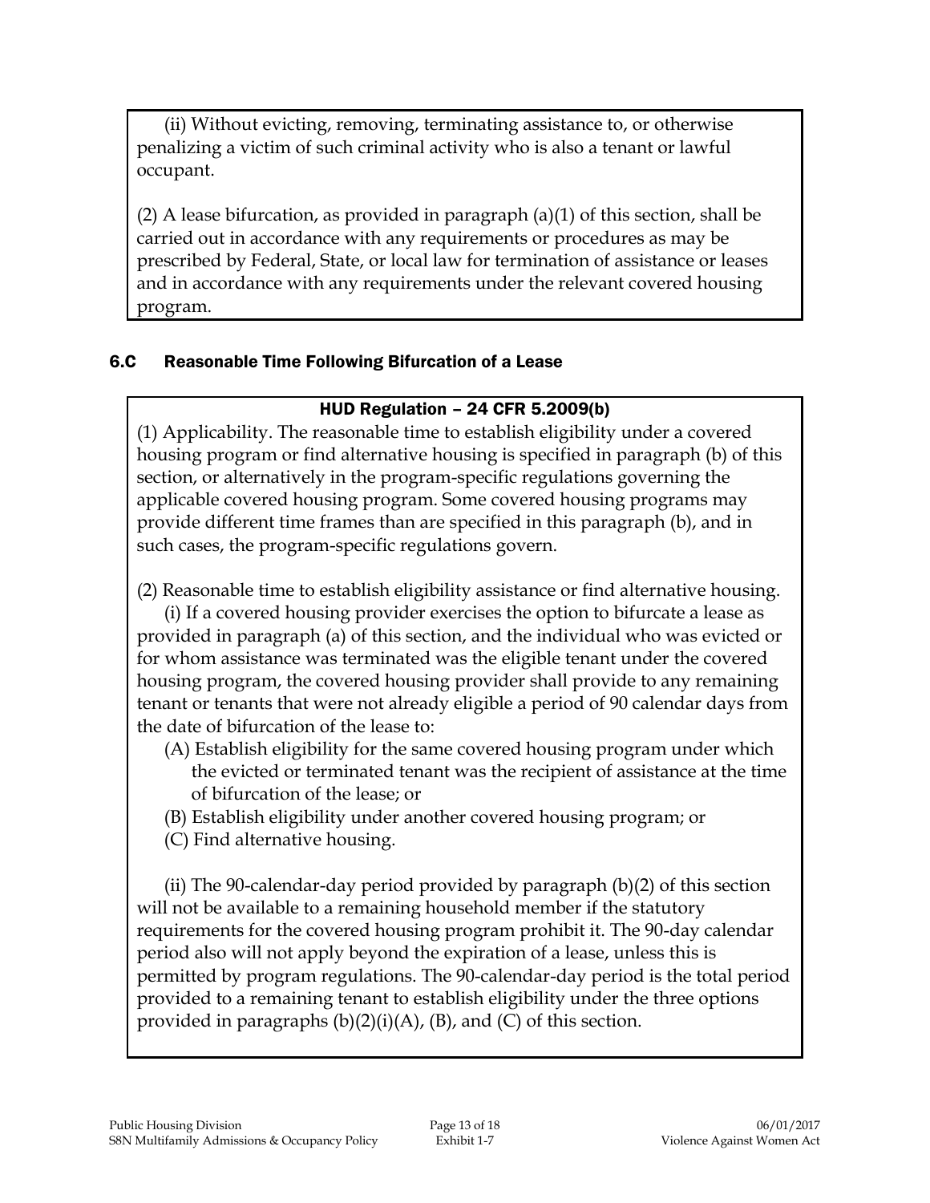(ii) Without evicting, removing, terminating assistance to, or otherwise penalizing a victim of such criminal activity who is also a tenant or lawful occupant.

(2) A lease bifurcation, as provided in paragraph (a)(1) of this section, shall be carried out in accordance with any requirements or procedures as may be prescribed by Federal, State, or local law for termination of assistance or leases and in accordance with any requirements under the relevant covered housing program.

## 6.C Reasonable Time Following Bifurcation of a Lease

**HUD Regulation – 24 CFR 5.2009(b)**

(1) Applicability. The reasonable time to establish eligibility under a covered housing program or find alternative housing is specified in paragraph (b) of this section, or alternatively in the program-specific regulations governing the applicable covered housing program. Some covered housing programs may provide different time frames than are specified in this paragraph (b), and in such cases, the program-specific regulations govern.

(2) Reasonable time to establish eligibility assistance or find alternative housing.

(i) If a covered housing provider exercises the option to bifurcate a lease as provided in paragraph (a) of this section, and the individual who was evicted or for whom assistance was terminated was the eligible tenant under the covered housing program, the covered housing provider shall provide to any remaining tenant or tenants that were not already eligible a period of 90 calendar days from the date of bifurcation of the lease to:

- (A) Establish eligibility for the same covered housing program under which the evicted or terminated tenant was the recipient of assistance at the time of bifurcation of the lease; or
- (B) Establish eligibility under another covered housing program; or
- (C) Find alternative housing.

(ii) The 90-calendar-day period provided by paragraph (b)(2) of this section will not be available to a remaining household member if the statutory requirements for the covered housing program prohibit it. The 90-day calendar period also will not apply beyond the expiration of a lease, unless this is permitted by program regulations. The 90-calendar-day period is the total period provided to a remaining tenant to establish eligibility under the three options provided in paragraphs (b)(2)(i)(A), (B), and (C) of this section.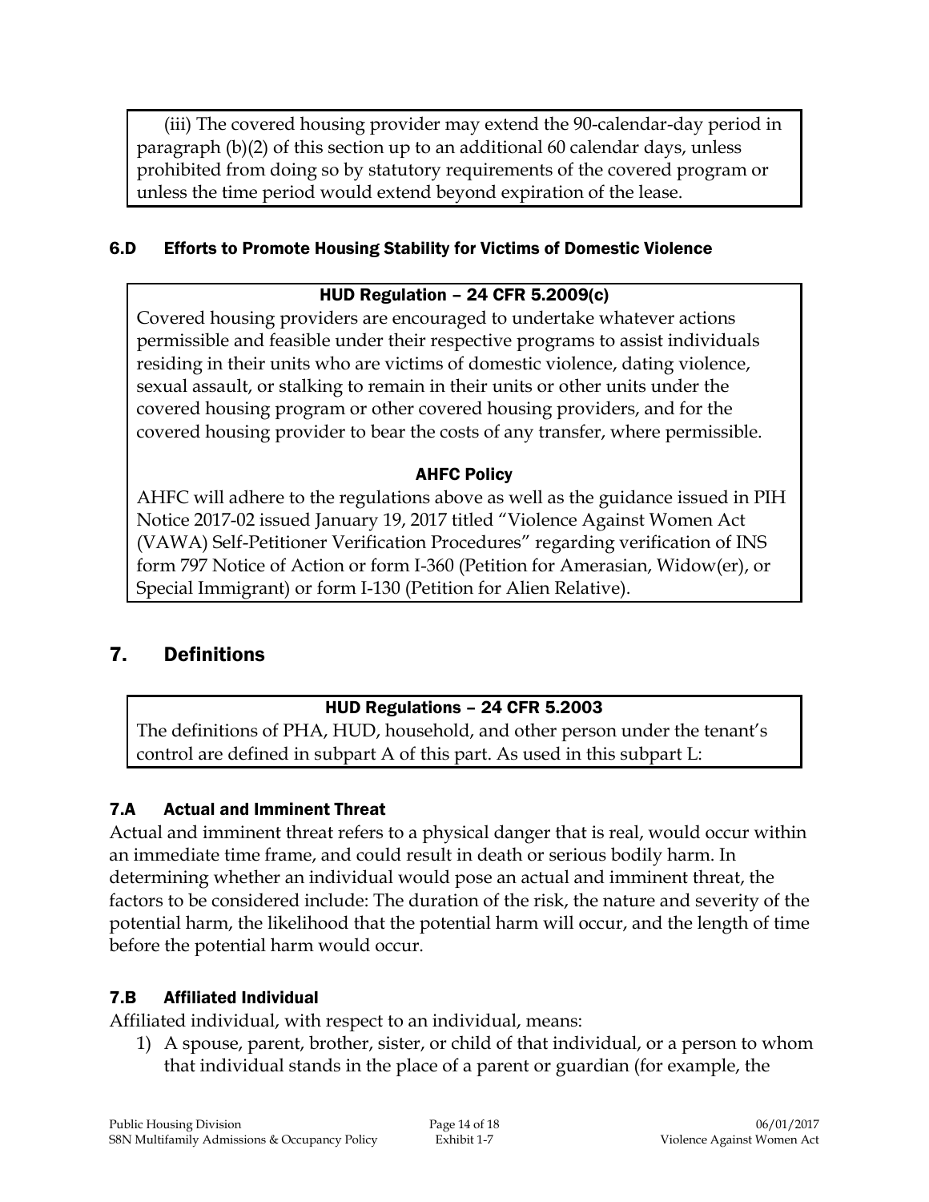(iii) The covered housing provider may extend the 90-calendar-day period in paragraph (b)(2) of this section up to an additional 60 calendar days, unless prohibited from doing so by statutory requirements of the covered program or unless the time period would extend beyond expiration of the lease.

### 6.D Efforts to Promote Housing Stability for Victims of Domestic Violence

**HUD Regulation – 24 CFR 5.2009(c)**

Covered housing providers are encouraged to undertake whatever actions permissible and feasible under their respective programs to assist individuals residing in their units who are victims of domestic violence, dating violence, sexual assault, or stalking to remain in their units or other units under the covered housing program or other covered housing providers, and for the covered housing provider to bear the costs of any transfer, where permissible.

**AHFC Policy**

AHFC will adhere to the regulations above as well as the guidance issued in PIH Notice 2017-02 issued January 19, 2017 titled "Violence Against Women Act (VAWA) Self-Petitioner Verification Procedures" regarding verification of INS form 797 Notice of Action or form I-360 (Petition for Amerasian, Widow(er), or Special Immigrant) or form I-130 (Petition for Alien Relative).

## 7. Definitions

**HUD Regulations – 24 CFR 5.2003**

The definitions of PHA, HUD, household, and other person under the tenant's control are defined in subpart A of this part. As used in this subpart L:

### 7.A Actual and Imminent Threat

Actual and imminent threat refers to a physical danger that is real, would occur within an immediate time frame, and could result in death or serious bodily harm. In determining whether an individual would pose an actual and imminent threat, the factors to be considered include: The duration of the risk, the nature and severity of the potential harm, the likelihood that the potential harm will occur, and the length of time before the potential harm would occur.

### 7.B Affiliated Individual

Affiliated individual, with respect to an individual, means:

1) A spouse, parent, brother, sister, or child of that individual, or a person to whom that individual stands in the place of a parent or guardian (for example, the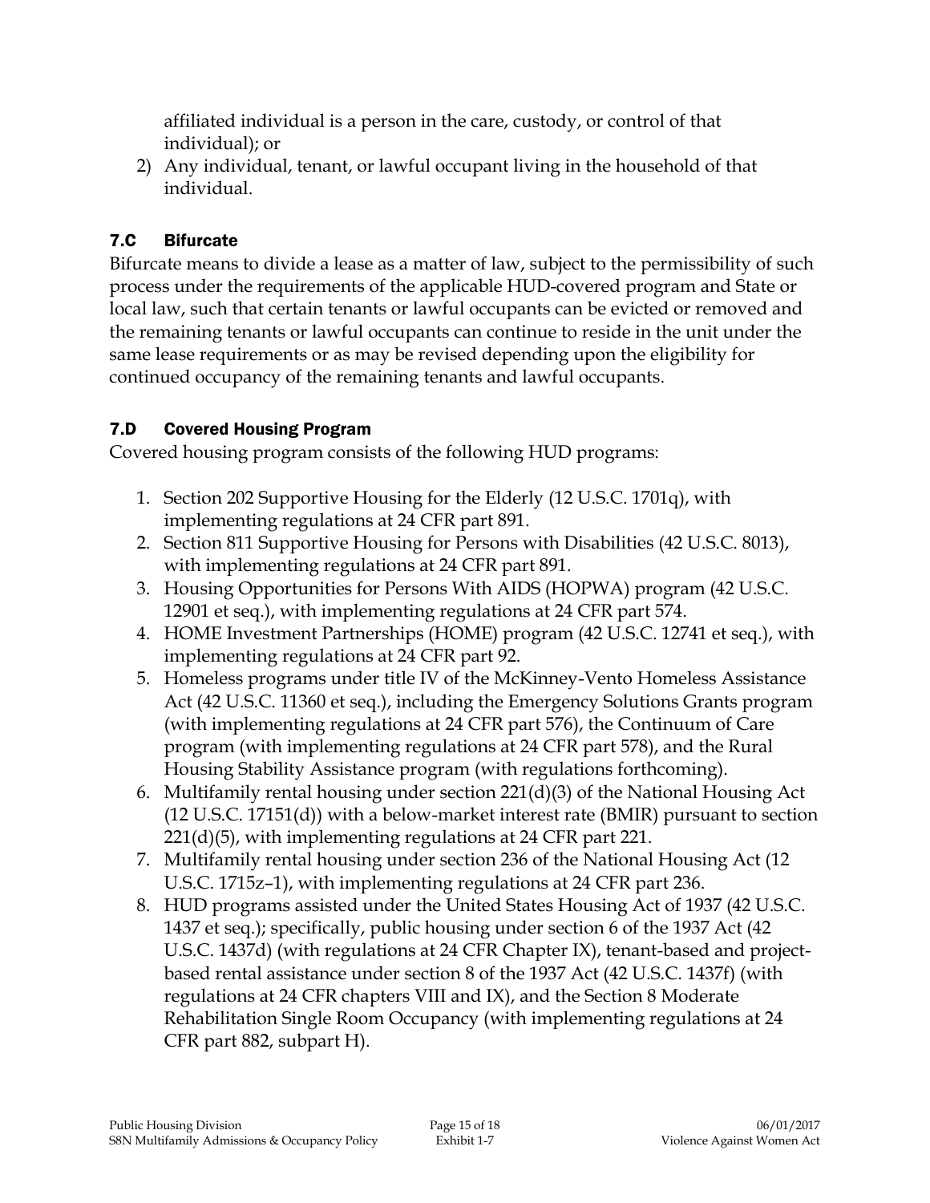affiliated individual is a person in the care, custody, or control of that individual); or

2) Any individual, tenant, or lawful occupant living in the household of that individual.

### 7.C Bifurcate

Bifurcate means to divide a lease as a matter of law, subject to the permissibility of such process under the requirements of the applicable HUD-covered program and State or local law, such that certain tenants or lawful occupants can be evicted or removed and the remaining tenants or lawful occupants can continue to reside in the unit under the same lease requirements or as may be revised depending upon the eligibility for continued occupancy of the remaining tenants and lawful occupants.

### 7.D Covered Housing Program

Covered housing program consists of the following HUD programs:

1. Section 202 Supportive Housing for the Elderly (12 U.S.C. 1701q), with implementing regulations at 24 CFR part 891.
2. Section 811 Supportive Housing for Persons with Disabilities (42 U.S.C. 8013), with implementing regulations at 24 CFR part 891.
3. Housing Opportunities for Persons With AIDS (HOPWA) program (42 U.S.C. 12901 et seq.), with implementing regulations at 24 CFR part 574.
4. HOME Investment Partnerships (HOME) program (42 U.S.C. 12741 et seq.), with implementing regulations at 24 CFR part 92.
5. Homeless programs under title IV of the McKinney-Vento Homeless Assistance Act (42 U.S.C. 11360 et seq.), including the Emergency Solutions Grants program (with implementing regulations at 24 CFR part 576), the Continuum of Care program (with implementing regulations at 24 CFR part 578), and the Rural Housing Stability Assistance program (with regulations forthcoming).
6. Multifamily rental housing under section 221(d)(3) of the National Housing Act (12 U.S.C. 17151(d)) with a below-market interest rate (BMIR) pursuant to section 221(d)(5), with implementing regulations at 24 CFR part 221.
7. Multifamily rental housing under section 236 of the National Housing Act (12 U.S.C. 1715z–1), with implementing regulations at 24 CFR part 236.
8. HUD programs assisted under the United States Housing Act of 1937 (42 U.S.C. 1437 et seq.); specifically, public housing under section 6 of the 1937 Act (42 U.S.C. 1437d) (with regulations at 24 CFR Chapter IX), tenant-based and project-based rental assistance under section 8 of the 1937 Act (42 U.S.C. 1437f) (with regulations at 24 CFR chapters VIII and IX), and the Section 8 Moderate Rehabilitation Single Room Occupancy (with implementing regulations at 24 CFR part 882, subpart H).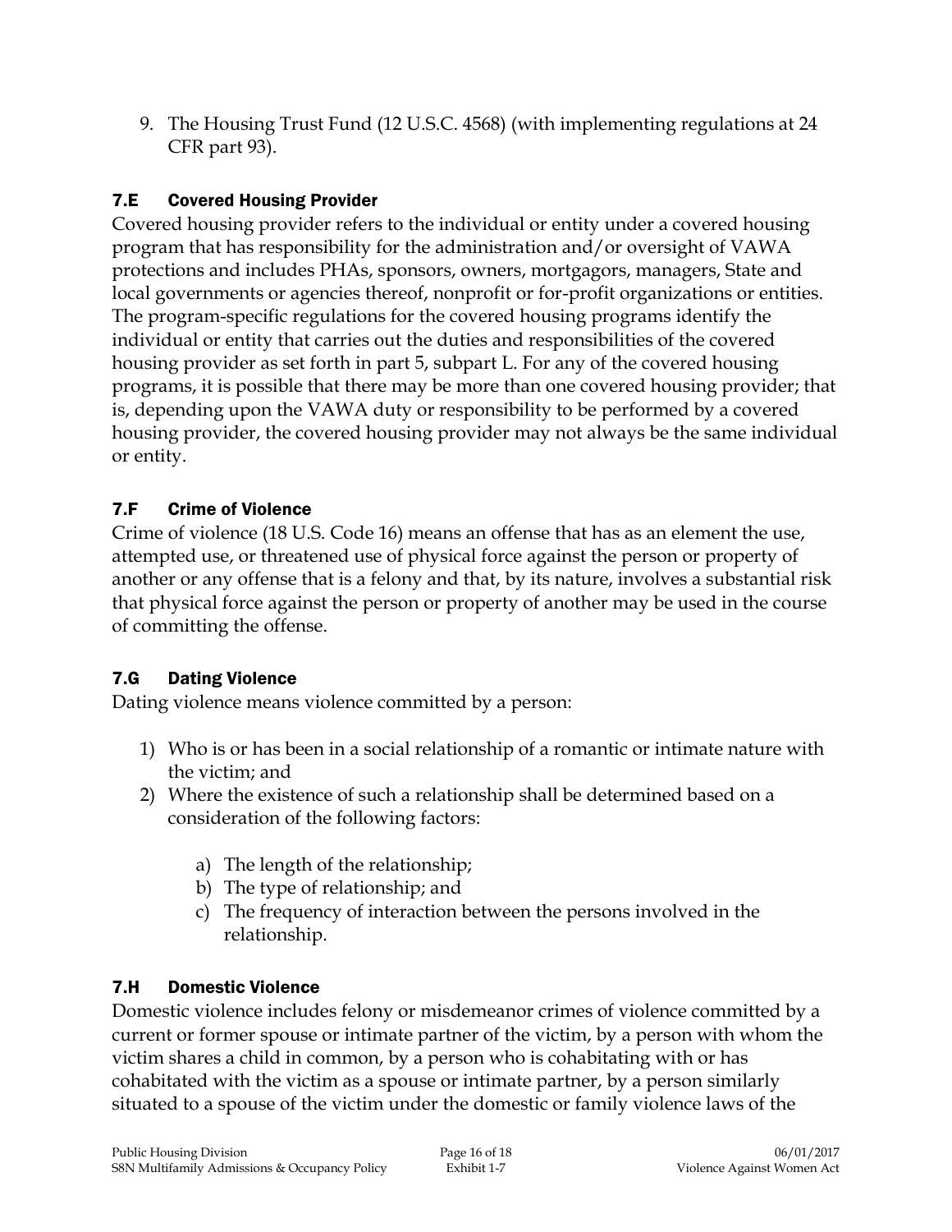9. The Housing Trust Fund (12 U.S.C. 4568) (with implementing regulations at 24 CFR part 93).

### 7.E Covered Housing Provider

Covered housing provider refers to the individual or entity under a covered housing program that has responsibility for the administration and/or oversight of VAWA protections and includes PHAs, sponsors, owners, mortgagors, managers, State and local governments or agencies thereof, nonprofit or for-profit organizations or entities. The program-specific regulations for the covered housing programs identify the individual or entity that carries out the duties and responsibilities of the covered housing provider as set forth in part 5, subpart L. For any of the covered housing programs, it is possible that there may be more than one covered housing provider; that is, depending upon the VAWA duty or responsibility to be performed by a covered housing provider, the covered housing provider may not always be the same individual or entity.

### 7.F Crime of Violence

Crime of violence (18 U.S. Code 16) means an offense that has as an element the use, attempted use, or threatened use of physical force against the person or property of another or any offense that is a felony and that, by its nature, involves a substantial risk that physical force against the person or property of another may be used in the course of committing the offense.

### 7.G Dating Violence

Dating violence means violence committed by a person:

1) Who is or has been in a social relationship of a romantic or intimate nature with the victim; and
2) Where the existence of such a relationship shall be determined based on a consideration of the following factors:
    a) The length of the relationship;
    b) The type of relationship; and
    c) The frequency of interaction between the persons involved in the relationship.

### 7.H Domestic Violence

Domestic violence includes felony or misdemeanor crimes of violence committed by a current or former spouse or intimate partner of the victim, by a person with whom the victim shares a child in common, by a person who is cohabitating with or has cohabitated with the victim as a spouse or intimate partner, by a person similarly situated to a spouse of the victim under the domestic or family violence laws of the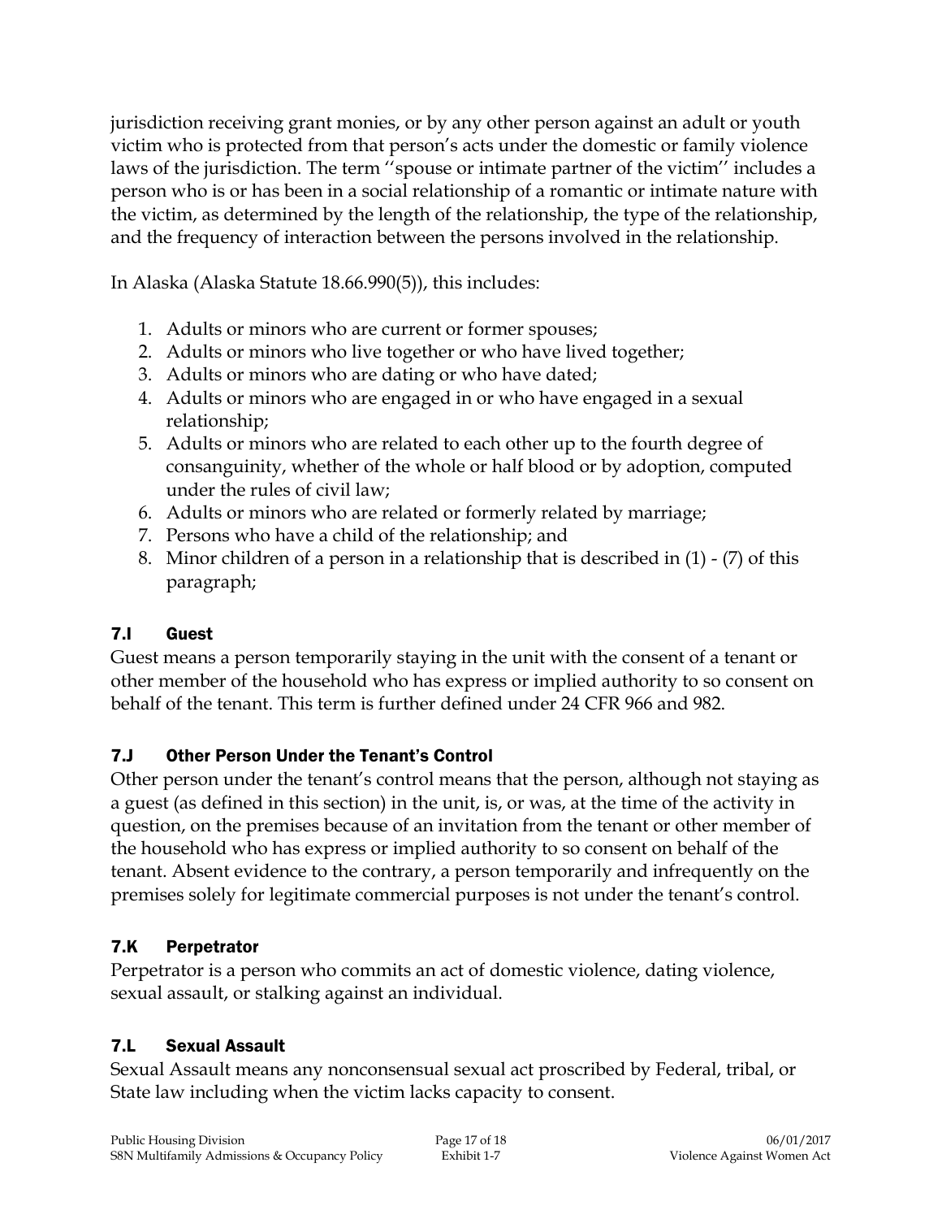jurisdiction receiving grant monies, or by any other person against an adult or youth victim who is protected from that person's acts under the domestic or family violence laws of the jurisdiction. The term ''spouse or intimate partner of the victim'' includes a person who is or has been in a social relationship of a romantic or intimate nature with the victim, as determined by the length of the relationship, the type of the relationship, and the frequency of interaction between the persons involved in the relationship.

In Alaska (Alaska Statute 18.66.990(5)), this includes:

1. Adults or minors who are current or former spouses;
2. Adults or minors who live together or who have lived together;
3. Adults or minors who are dating or who have dated;
4. Adults or minors who are engaged in or who have engaged in a sexual relationship;
5. Adults or minors who are related to each other up to the fourth degree of consanguinity, whether of the whole or half blood or by adoption, computed under the rules of civil law;
6. Adults or minors who are related or formerly related by marriage;
7. Persons who have a child of the relationship; and
8. Minor children of a person in a relationship that is described in (1) - (7) of this paragraph;

### 7.I Guest

Guest means a person temporarily staying in the unit with the consent of a tenant or other member of the household who has express or implied authority to so consent on behalf of the tenant. This term is further defined under 24 CFR 966 and 982.

### 7.J Other Person Under the Tenant's Control

Other person under the tenant's control means that the person, although not staying as a guest (as defined in this section) in the unit, is, or was, at the time of the activity in question, on the premises because of an invitation from the tenant or other member of the household who has express or implied authority to so consent on behalf of the tenant. Absent evidence to the contrary, a person temporarily and infrequently on the premises solely for legitimate commercial purposes is not under the tenant's control.

### 7.K Perpetrator

Perpetrator is a person who commits an act of domestic violence, dating violence, sexual assault, or stalking against an individual.

### 7.L Sexual Assault

Sexual Assault means any nonconsensual sexual act proscribed by Federal, tribal, or State law including when the victim lacks capacity to consent.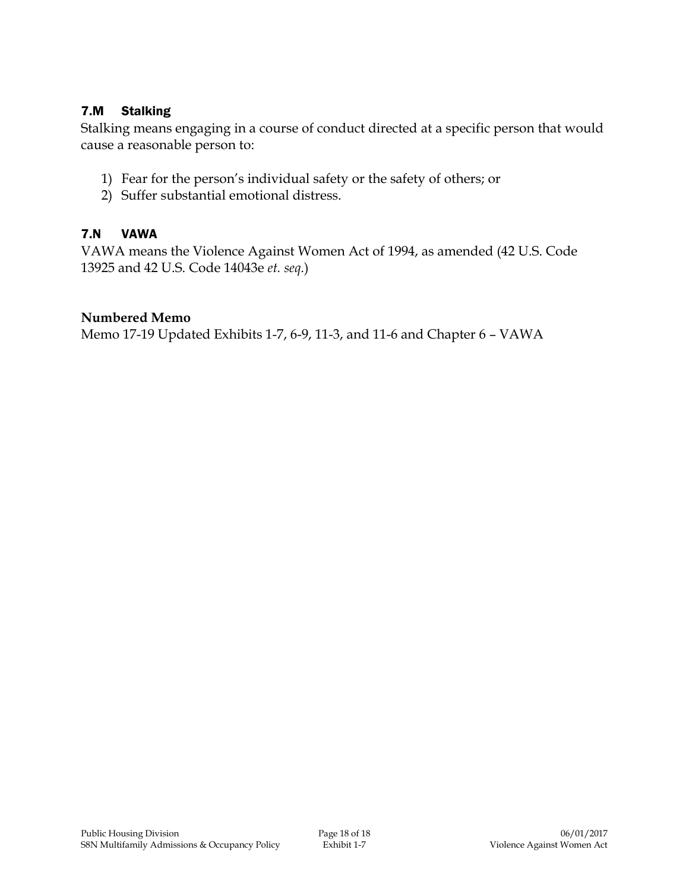### 7.M Stalking

Stalking means engaging in a course of conduct directed at a specific person that would cause a reasonable person to:

1) Fear for the person's individual safety or the safety of others; or
2) Suffer substantial emotional distress.

### 7.N VAWA

VAWA means the Violence Against Women Act of 1994, as amended (42 U.S. Code 13925 and 42 U.S. Code 14043e *et. seq*.)

**Numbered Memo**

Memo 17-19 Updated Exhibits 1-7, 6-9, 11-3, and 11-6 and Chapter 6 – VAWA